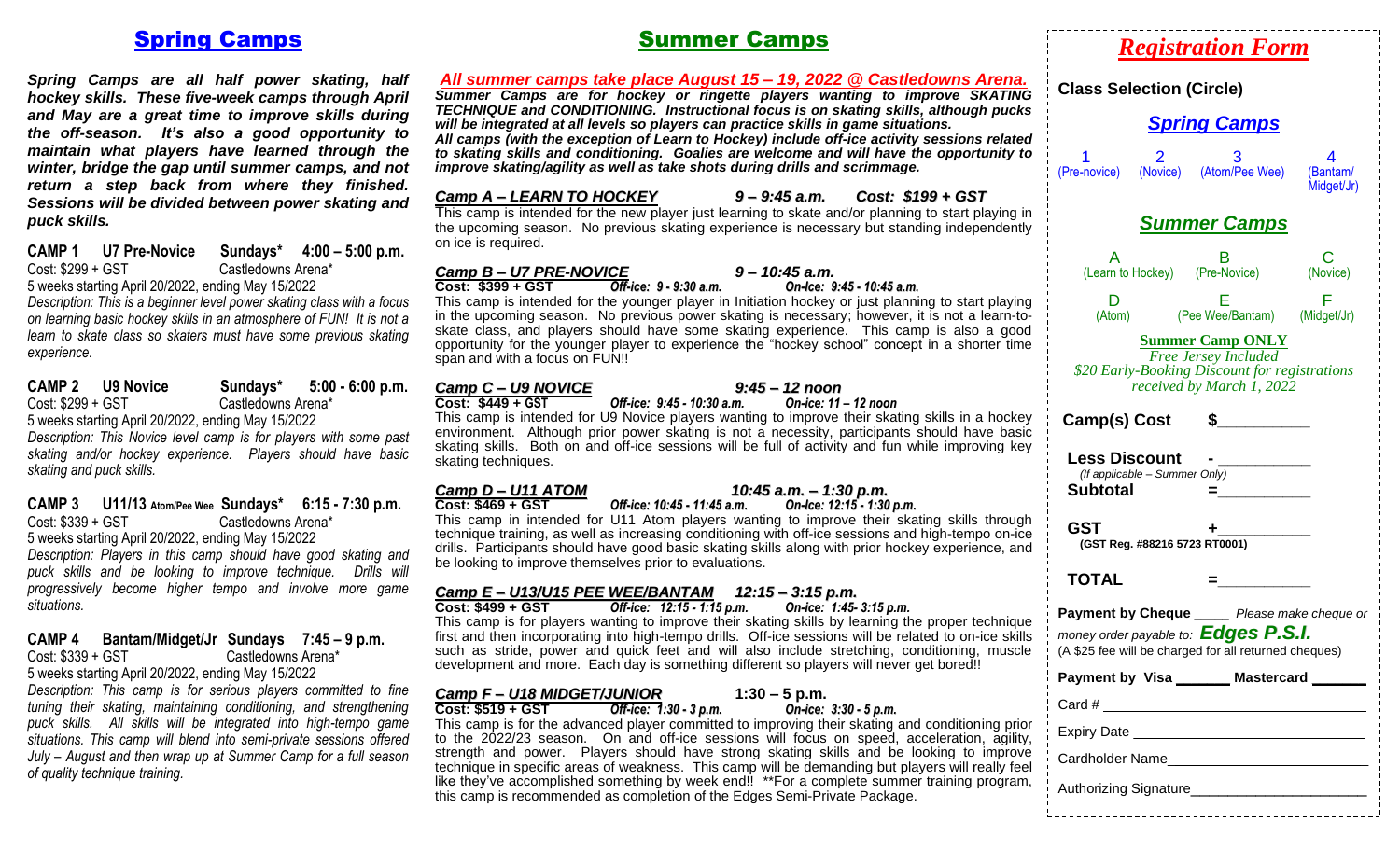# Spring Camps

***Spring Camps are all half power skating, half hockey skills. These five-week camps through April and May are a great time to improve skills during the off-season. It's also a good opportunity to maintain what players have learned through the winter, bridge the gap until summer camps, and not return a step back from where they finished. Sessions will be divided between power skating and puck skills.***

**CAMP 1 U7 Pre-Novice Sundays\* 4:00 – 5:00 p.m.**
Cost: $299 + GST Castledowns Arena*
5 weeks starting April 20/2022, ending May 15/2022
*Description: This is a beginner level power skating class with a focus on learning basic hockey skills in an atmosphere of FUN! It is not a learn to skate class so skaters must have some previous skating experience.*

**CAMP 2 U9 Novice Sundays\* 5:00 - 6:00 p.m.**
Cost: $299 + GST Castledowns Arena*
5 weeks starting April 20/2022, ending May 15/2022
*Description: This Novice level camp is for players with some past skating and/or hockey experience. Players should have basic skating and puck skills.*

**CAMP 3 U11/13 Atom/Pee Wee Sundays\* 6:15 - 7:30 p.m.**
Cost: $339 + GST Castledowns Arena*
5 weeks starting April 20/2022, ending May 15/2022
*Description: Players in this camp should have good skating and puck skills and be looking to improve technique. Drills will progressively become higher tempo and involve more game situations.*

**CAMP 4 Bantam/Midget/Jr Sundays 7:45 – 9 p.m.**
Cost: $339 + GST Castledowns Arena*
5 weeks starting April 20/2022, ending May 15/2022
*Description: This camp is for serious players committed to fine tuning their skating, maintaining conditioning, and strengthening puck skills. All skills will be integrated into high-tempo game situations. This camp will blend into semi-private sessions offered July – August and then wrap up at Summer Camp for a full season of quality technique training.*

# Summer Camps

***All summer camps take place August 15 – 19, 2022 @ Castledowns Arena.***
***Summer Camps are for hockey or ringette players wanting to improve SKATING TECHNIQUE and CONDITIONING. Instructional focus is on skating skills, although pucks will be integrated at all levels so players can practice skills in game situations.***
***All camps (with the exception of Learn to Hockey) include off-ice activity sessions related to skating skills and conditioning. Goalies are welcome and will have the opportunity to improve skating/agility as well as take shots during drills and scrimmage.***

***Camp A – LEARN TO HOCKEY*** **9 – 9:45 a.m.** ***Cost: $199 + GST***
This camp is intended for the new player just learning to skate and/or planning to start playing in the upcoming season. No previous skating experience is necessary but standing independently on ice is required.

***Camp B – U7 PRE-NOVICE*** ***9 – 10:45 a.m.***
**Cost: $399 + GST** *Off-ice: 9 - 9:30 a.m.* *On-Ice: 9:45 - 10:45 a.m.*
This camp is intended for the younger player in Initiation hockey or just planning to start playing in the upcoming season. No previous power skating is necessary; however, it is not a learn-to-skate class, and players should have some skating experience. This camp is also a good opportunity for the younger player to experience the "hockey school" concept in a shorter time span and with a focus on FUN!!

***Camp C – U9 NOVICE*** ***9:45 – 12 noon***
**Cost: $449 + GST** *Off-ice: 9:45 - 10:30 a.m.* *On-ice: 11 – 12 noon*
This camp is intended for U9 Novice players wanting to improve their skating skills in a hockey environment. Although prior power skating is not a necessity, participants should have basic skating skills. Both on and off-ice sessions will be full of activity and fun while improving key skating techniques.

***Camp D – U11 ATOM*** ***10:45 a.m. – 1:30 p.m.***
**Cost: $469 + GST** *Off-ice: 10:45 - 11:45 a.m.* *On-ice: 12:15 - 1:30 p.m.*
This camp in intended for U11 Atom players wanting to improve their skating skills through technique training, as well as increasing conditioning with off-ice sessions and high-tempo on-ice drills. Participants should have good basic skating skills along with prior hockey experience, and be looking to improve themselves prior to evaluations.

***Camp E – U13/U15 PEE WEE/BANTAM*** ***12:15 – 3:15 p.m.***
**Cost: $499 + GST** *Off-ice: 12:15 - 1:15 p.m.* *On-ice: 1:45- 3:15 p.m.*
This camp is for players wanting to improve their skating skills by learning the proper technique first and then incorporating into high-tempo drills. Off-ice sessions will be related to on-ice skills such as stride, power and quick feet and will also include stretching, conditioning, muscle development and more. Each day is something different so players will never get bored!!

***Camp F – U18 MIDGET/JUNIOR*** **1:30 – 5 p.m.**
**Cost: $519 + GST** *Off-ice: 1:30 - 3 p.m.* *On-ice: 3:30 - 5 p.m.*
This camp is for the advanced player committed to improving their skating and conditioning prior to the 2022/23 season. On and off-ice sessions will focus on speed, acceleration, agility, strength and power. Players should have strong skating skills and be looking to improve technique in specific areas of weakness. This camp will be demanding but players will really feel like they've accomplished something by week end!! \*\*For a complete summer training program, this camp is recommended as completion of the Edges Semi-Private Package.

# Registration Form

**Class Selection (Circle)**

## Spring Camps

1 (Pre-novice) 2 (Novice) 3 (Atom/Pee Wee) 4 (Bantam/Midget/Jr)

## Summer Camps

A (Learn to Hockey) B (Pre-Novice) C (Novice)

D (Atom) E (Pee Wee/Bantam) F (Midget/Jr)

**Summer Camp ONLY**
*Free Jersey Included*
*$20 Early-Booking Discount for registrations received by March 1, 2022*

**Camp(s) Cost** $__________

**Less Discount** - __________
*(If applicable – Summer Only)*
**Subtotal** = __________

**GST** + __________
**(GST Reg. #88216 5723 RT0001)**

**TOTAL** = __________

**Payment by Cheque** _____ *Please make cheque or money order payable to:* ***Edges P.S.I.***
(A $25 fee will be charged for all returned cheques)

**Payment by Visa** _______ **Mastercard** _______

Card # ______________________

Expiry Date ______________________

Cardholder Name ______________________

Authorizing Signature ______________________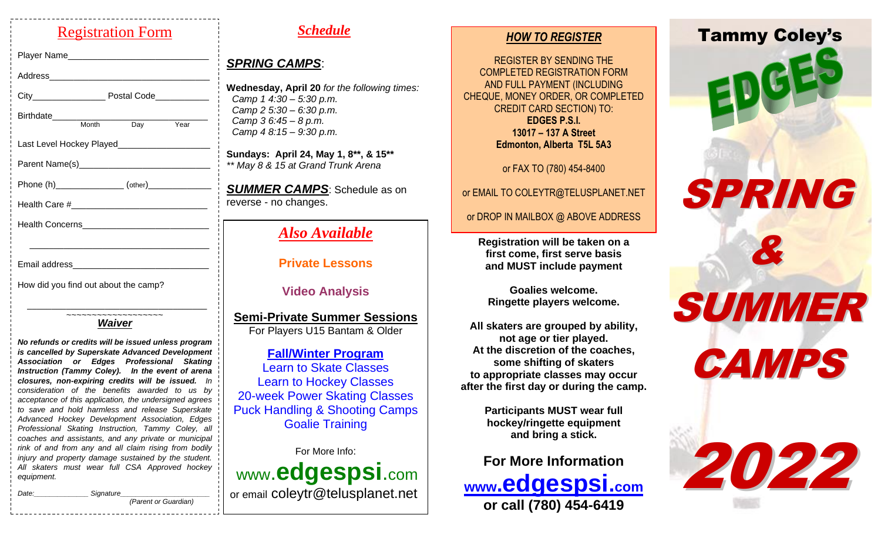## Registration Form

Player Name________________________________

Address___________________________________

City_______________ Postal Code___________

Birthdate_________________________________
Month Day Year

Last Level Hockey Played___________________

Parent Name(s)___________________________

Phone (h)______________ (other)_____________

Health Care #_____________________________

Health Concerns___________________________

__________________________________________

Email address_____________________________

How did you find out about the camp?

__________________________________________

~~~~~~~~~~~~~~~~~~~~

### *Waiver*

***No refunds or credits will be issued unless program is cancelled by Superskate Advanced Development Association or Edges Professional Skating Instruction (Tammy Coley). In the event of arena closures, non-expiring credits will be issued.*** *In consideration of the benefits awarded to us by acceptance of this application, the undersigned agrees to save and hold harmless and release Superskate Advanced Hockey Development Association, Edges Professional Skating Instruction, Tammy Coley, all coaches and assistants, and any private or municipal rink of and from any and all claim rising from bodily injury and property damage sustained by the student. All skaters must wear full CSA Approved hockey equipment.*

*Date:______________ Signature______________________*
*(Parent or Guardian)*

## *Schedule*

***SPRING CAMPS***:

**Wednesday, April 20** *for the following times:*
*Camp 1 4:30 – 5:30 p.m.*
*Camp 2 5:30 – 6:30 p.m.*
*Camp 3 6:45 – 8 p.m.*
*Camp 4 8:15 – 9:30 p.m.*

**Sundays: April 24, May 1, 8\*\*, & 15\*\***
*\*\* May 8 & 15 at Grand Trunk Arena*

***SUMMER CAMPS***: Schedule as on reverse - no changes.

### *Also Available*

**Private Lessons**

**Video Analysis**

**Semi-Private Summer Sessions**
For Players U15 Bantam & Older

**Fall/Winter Program**
Learn to Skate Classes
Learn to Hockey Classes
20-week Power Skating Classes
Puck Handling & Shooting Camps
Goalie Training

For More Info:
www.**edgespsi**.com
or email coleytr@telusplanet.net

### *HOW TO REGISTER*

REGISTER BY SENDING THE COMPLETED REGISTRATION FORM AND FULL PAYMENT (INCLUDING CHEQUE, MONEY ORDER, OR COMPLETED CREDIT CARD SECTION) TO:
**EDGES P.S.I.**
**13017 – 137 A Street**
**Edmonton, Alberta T5L 5A3**

or FAX TO (780) 454-8400

or EMAIL TO COLEYTR@TELUSPLANET.NET

or DROP IN MAILBOX @ ABOVE ADDRESS

**Registration will be taken on a first come, first serve basis and MUST include payment**

**Goalies welcome.**
**Ringette players welcome.**

**All skaters are grouped by ability, not age or tier played. At the discretion of the coaches, some shifting of skaters to appropriate classes may occur after the first day or during the camp.**

**Participants MUST wear full hockey/ringette equipment and bring a stick.**

**For More Information**
**www.edgespsi.com**
**or call (780) 454-6419**

# Tammy Coley's EDGES

# SPRING & SUMMER CAMPS

# 2022